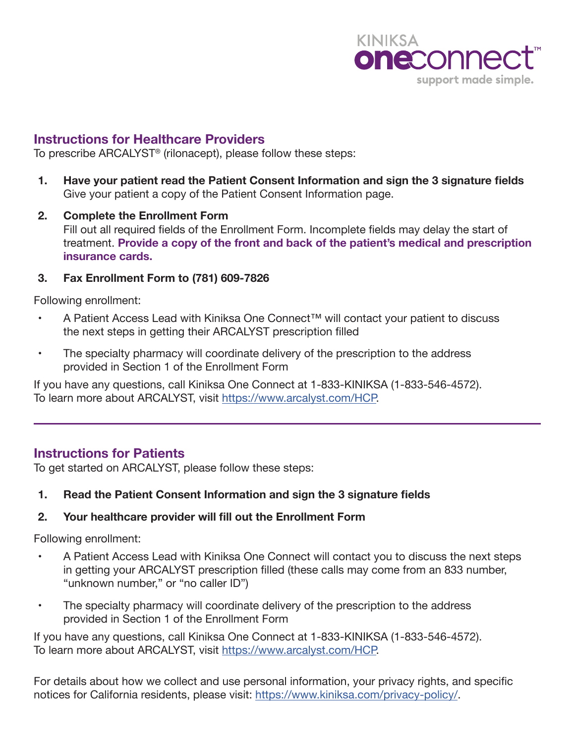KINIKSA **one**connect™
support made simple.

## Instructions for Healthcare Providers

To prescribe ARCALYST® (rilonacept), please follow these steps:

1. **Have your patient read the Patient Consent Information and sign the 3 signature fields**
   Give your patient a copy of the Patient Consent Information page.
2. **Complete the Enrollment Form**
   Fill out all required fields of the Enrollment Form. Incomplete fields may delay the start of treatment. **Provide a copy of the front and back of the patient's medical and prescription insurance cards.**
3. **Fax Enrollment Form to (781) 609-7826**

Following enrollment:

- A Patient Access Lead with Kiniksa One Connect™ will contact your patient to discuss the next steps in getting their ARCALYST prescription filled
- The specialty pharmacy will coordinate delivery of the prescription to the address provided in Section 1 of the Enrollment Form

If you have any questions, call Kiniksa One Connect at 1-833-KINIKSA (1-833-546-4572).
To learn more about ARCALYST, visit https://www.arcalyst.com/HCP.

---

## Instructions for Patients

To get started on ARCALYST, please follow these steps:

1. **Read the Patient Consent Information and sign the 3 signature fields**
2. **Your healthcare provider will fill out the Enrollment Form**

Following enrollment:

- A Patient Access Lead with Kiniksa One Connect will contact you to discuss the next steps in getting your ARCALYST prescription filled (these calls may come from an 833 number, "unknown number," or "no caller ID")
- The specialty pharmacy will coordinate delivery of the prescription to the address provided in Section 1 of the Enrollment Form

If you have any questions, call Kiniksa One Connect at 1-833-KINIKSA (1-833-546-4572).
To learn more about ARCALYST, visit https://www.arcalyst.com/HCP.

For details about how we collect and use personal information, your privacy rights, and specific notices for California residents, please visit: https://www.kiniksa.com/privacy-policy/.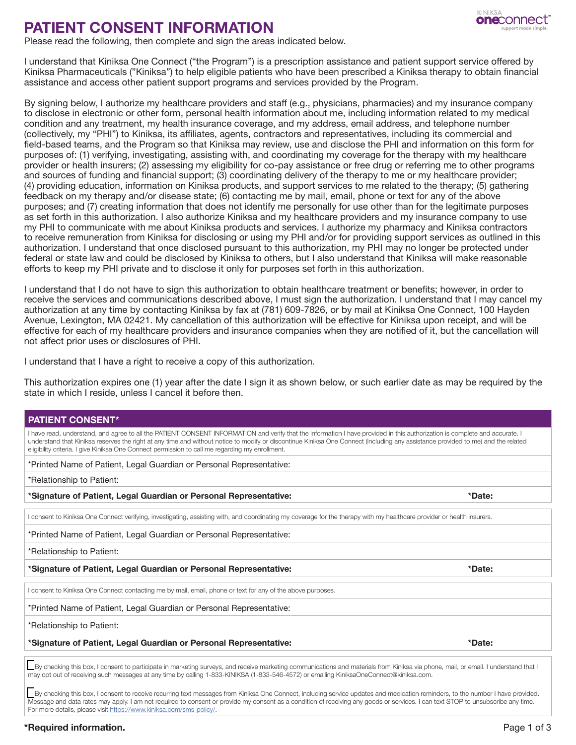# PATIENT CONSENT INFORMATION

Please read the following, then complete and sign the areas indicated below.

I understand that Kiniksa One Connect ("the Program") is a prescription assistance and patient support service offered by Kiniksa Pharmaceuticals ("Kiniksa") to help eligible patients who have been prescribed a Kiniksa therapy to obtain financial assistance and access other patient support programs and services provided by the Program.

By signing below, I authorize my healthcare providers and staff (e.g., physicians, pharmacies) and my insurance company to disclose in electronic or other form, personal health information about me, including information related to my medical condition and any treatment, my health insurance coverage, and my address, email address, and telephone number (collectively, my "PHI") to Kiniksa, its affiliates, agents, contractors and representatives, including its commercial and field-based teams, and the Program so that Kiniksa may review, use and disclose the PHI and information on this form for purposes of: (1) verifying, investigating, assisting with, and coordinating my coverage for the therapy with my healthcare provider or health insurers; (2) assessing my eligibility for co-pay assistance or free drug or referring me to other programs and sources of funding and financial support; (3) coordinating delivery of the therapy to me or my healthcare provider; (4) providing education, information on Kiniksa products, and support services to me related to the therapy; (5) gathering feedback on my therapy and/or disease state; (6) contacting me by mail, email, phone or text for any of the above purposes; and (7) creating information that does not identify me personally for use other than for the legitimate purposes as set forth in this authorization. I also authorize Kiniksa and my healthcare providers and my insurance company to use my PHI to communicate with me about Kiniksa products and services. I authorize my pharmacy and Kiniksa contractors to receive remuneration from Kiniksa for disclosing or using my PHI and/or for providing support services as outlined in this authorization. I understand that once disclosed pursuant to this authorization, my PHI may no longer be protected under federal or state law and could be disclosed by Kiniksa to others, but I also understand that Kiniksa will make reasonable efforts to keep my PHI private and to disclose it only for purposes set forth in this authorization.

I understand that I do not have to sign this authorization to obtain healthcare treatment or benefits; however, in order to receive the services and communications described above, I must sign the authorization. I understand that I may cancel my authorization at any time by contacting Kiniksa by fax at (781) 609-7826, or by mail at Kiniksa One Connect, 100 Hayden Avenue, Lexington, MA 02421. My cancellation of this authorization will be effective for Kiniksa upon receipt, and will be effective for each of my healthcare providers and insurance companies when they are notified of it, but the cancellation will not affect prior uses or disclosures of PHI.

I understand that I have a right to receive a copy of this authorization.

This authorization expires one (1) year after the date I sign it as shown below, or such earlier date as may be required by the state in which I reside, unless I cancel it before then.

## PATIENT CONSENT*

I have read, understand, and agree to all the PATIENT CONSENT INFORMATION and verify that the information I have provided in this authorization is complete and accurate. I understand that Kiniksa reserves the right at any time and without notice to modify or discontinue Kiniksa One Connect (including any assistance provided to me) and the related eligibility criteria. I give Kiniksa One Connect permission to call me regarding my enrollment.

*Printed Name of Patient, Legal Guardian or Personal Representative:

*Relationship to Patient:

**\*Signature of Patient, Legal Guardian or Personal Representative:** **\*Date:**

I consent to Kiniksa One Connect verifying, investigating, assisting with, and coordinating my coverage for the therapy with my healthcare provider or health insurers.

*Printed Name of Patient, Legal Guardian or Personal Representative:

*Relationship to Patient:

**\*Signature of Patient, Legal Guardian or Personal Representative:** **\*Date:**

I consent to Kiniksa One Connect contacting me by mail, email, phone or text for any of the above purposes.

*Printed Name of Patient, Legal Guardian or Personal Representative:

*Relationship to Patient:

**\*Signature of Patient, Legal Guardian or Personal Representative:** **\*Date:**

☐ By checking this box, I consent to participate in marketing surveys, and receive marketing communications and materials from Kiniksa via phone, mail, or email. I understand that I may opt out of receiving such messages at any time by calling 1-833-KINIKSA (1-833-546-4572) or emailing KiniksaOneConnect@kiniksa.com.

☐ By checking this box, I consent to receive recurring text messages from Kiniksa One Connect, including service updates and medication reminders, to the number I have provided. Message and data rates may apply. I am not required to consent or provide my consent as a condition of receiving any goods or services. I can text STOP to unsubscribe any time. For more details, please visit https://www.kiniksa.com/sms-policy/.

**\*Required information.**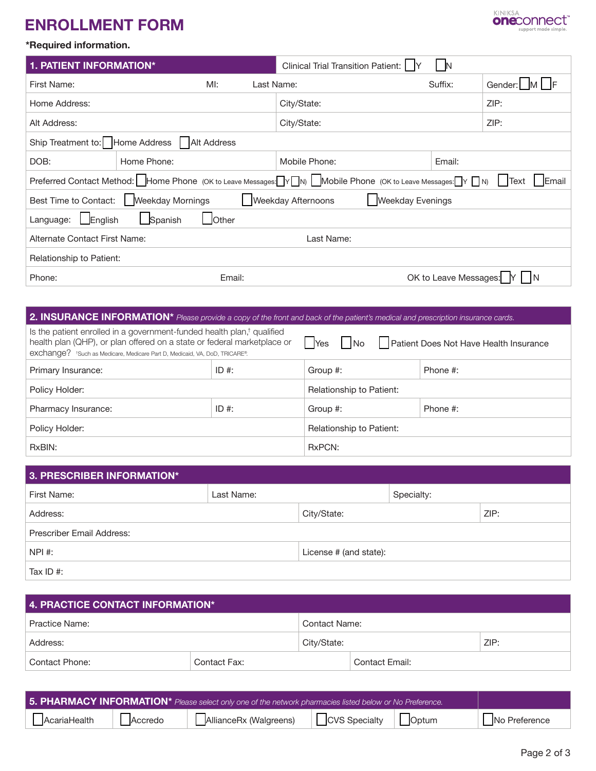# ENROLLMENT FORM

KINIKSA oneconnect™ support made simple.

**\*Required information.**

## 1. PATIENT INFORMATION*

Clinical Trial Transition Patient: ☐ Y ☐ N

| | | | | |
|---|---|---|---|---|
| First Name: | MI: | Last Name: | Suffix: | Gender: ☐ M ☐ F |
| Home Address: | | City/State: | | ZIP: |
| Alt Address: | | City/State: | | ZIP: |
| Ship Treatment to: ☐ Home Address ☐ Alt Address | | | | |
| DOB: | Home Phone: | Mobile Phone: | Email: | |
| Preferred Contact Method: ☐ Home Phone (OK to Leave Messages: ☐ Y ☐ N) ☐ Mobile Phone (OK to Leave Messages: ☐ Y ☐ N) ☐ Text ☐ Email | | | | |
| Best Time to Contact: ☐ Weekday Mornings ☐ Weekday Afternoons ☐ Weekday Evenings | | | | |
| Language: ☐ English ☐ Spanish ☐ Other | | | | |
| Alternate Contact First Name: | | Last Name: | | |
| Relationship to Patient: | | | | |
| Phone: | Email: | | OK to Leave Messages: ☐ Y ☐ N | |

## 2. INSURANCE INFORMATION* *Please provide a copy of the front and back of the patient's medical and prescription insurance cards.*

| | | | |
|---|---|---|---|
| Is the patient enrolled in a government-funded health plan,† qualified health plan (QHP), or plan offered on a state or federal marketplace or exchange? †Such as Medicare, Medicare Part D, Medicaid, VA, DoD, TRICARE®. | ☐ Yes ☐ No ☐ Patient Does Not Have Health Insurance | | |
| Primary Insurance: | ID #: | Group #: | Phone #: |
| Policy Holder: | | Relationship to Patient: | |
| Pharmacy Insurance: | ID #: | Group #: | Phone #: |
| Policy Holder: | | Relationship to Patient: | |
| RxBIN: | | RxPCN: | |

## 3. PRESCRIBER INFORMATION*

| | | |
|---|---|---|
| First Name: | Last Name: | Specialty: |
| Address: | City/State: | ZIP: |
| Prescriber Email Address: | | |
| NPI #: | License # (and state): | |
| Tax ID #: | | |

## 4. PRACTICE CONTACT INFORMATION*

| | | |
|---|---|---|
| Practice Name: | Contact Name: | |
| Address: | City/State: | ZIP: |
| Contact Phone: | Contact Fax: | Contact Email: |

## 5. PHARMACY INFORMATION* *Please select only one of the network pharmacies listed below or No Preference.*

| | | | | | |
|---|---|---|---|---|---|
| ☐ AcariaHealth | ☐ Accredo | ☐ AllianceRx (Walgreens) | ☐ CVS Specialty | ☐ Optum | ☐ No Preference |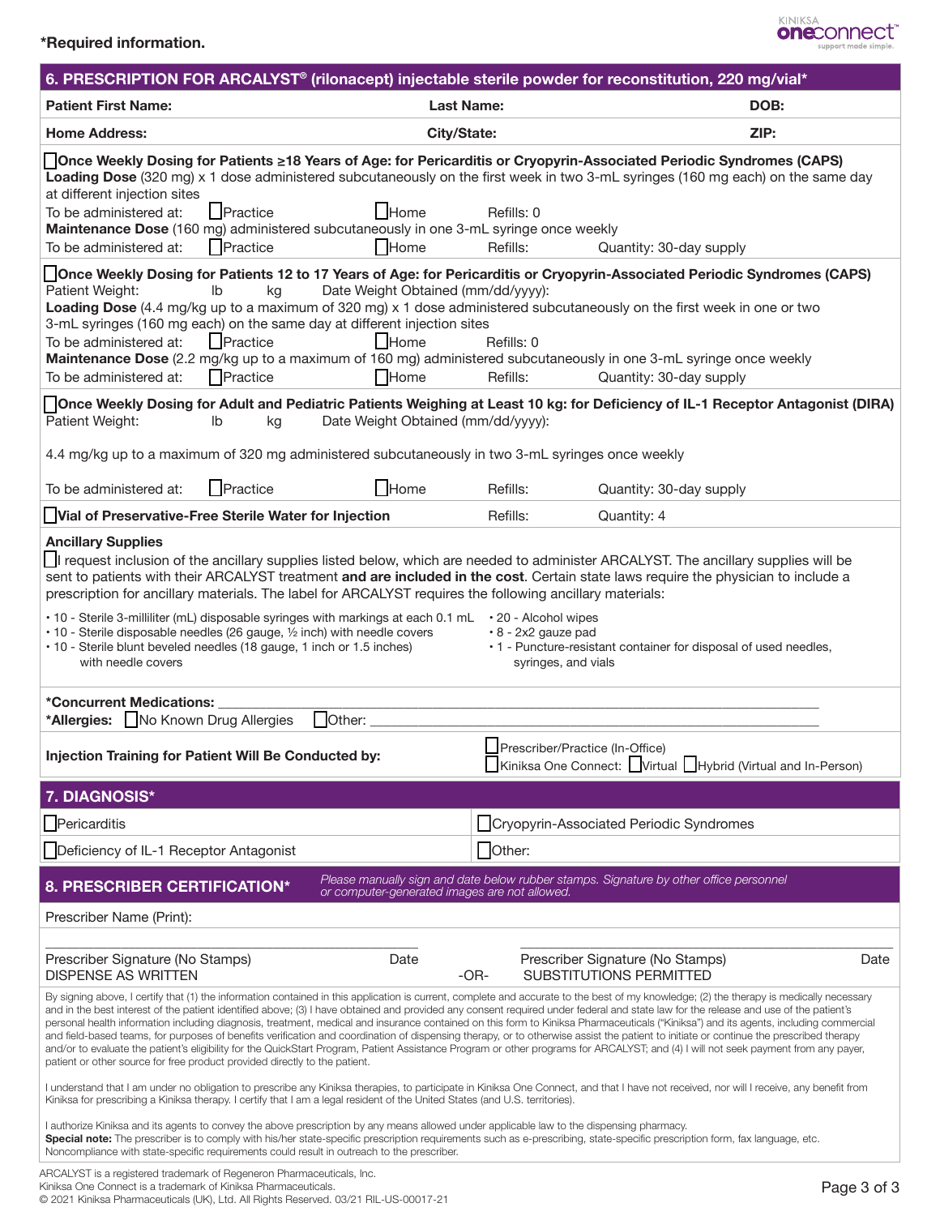**\*Required information.**

## 6. PRESCRIPTION FOR ARCALYST® (rilonacept) injectable sterile powder for reconstitution, 220 mg/vial\*

**Patient First Name:** **Last Name:** **DOB:**

**Home Address:** **City/State:** **ZIP:**

☐ **Once Weekly Dosing for Patients ≥18 Years of Age: for Pericarditis or Cryopyrin-Associated Periodic Syndromes (CAPS)**

**Loading Dose** (320 mg) x 1 dose administered subcutaneously on the first week in two 3-mL syringes (160 mg each) on the same day at different injection sites

To be administered at: ☐ Practice ☐ Home Refills: 0

**Maintenance Dose** (160 mg) administered subcutaneously in one 3-mL syringe once weekly

To be administered at: ☐ Practice ☐ Home Refills: Quantity: 30-day supply

☐ **Once Weekly Dosing for Patients 12 to 17 Years of Age: for Pericarditis or Cryopyrin-Associated Periodic Syndromes (CAPS)**

Patient Weight: lb kg Date Weight Obtained (mm/dd/yyyy):

**Loading Dose** (4.4 mg/kg up to a maximum of 320 mg) x 1 dose administered subcutaneously on the first week in one or two 3-mL syringes (160 mg each) on the same day at different injection sites

To be administered at: ☐ Practice ☐ Home Refills: 0

**Maintenance Dose** (2.2 mg/kg up to a maximum of 160 mg) administered subcutaneously in one 3-mL syringe once weekly

To be administered at: ☐ Practice ☐ Home Refills: Quantity: 30-day supply

☐ **Once Weekly Dosing for Adult and Pediatric Patients Weighing at Least 10 kg: for Deficiency of IL-1 Receptor Antagonist (DIRA)**

Patient Weight: lb kg Date Weight Obtained (mm/dd/yyyy):

4.4 mg/kg up to a maximum of 320 mg administered subcutaneously in two 3-mL syringes once weekly

To be administered at: ☐ Practice ☐ Home Refills: Quantity: 30-day supply

☐ **Vial of Preservative-Free Sterile Water for Injection** Refills: Quantity: 4

**Ancillary Supplies**

☐ I request inclusion of the ancillary supplies listed below, which are needed to administer ARCALYST. The ancillary supplies will be sent to patients with their ARCALYST treatment **and are included in the cost**. Certain state laws require the physician to include a prescription for ancillary materials. The label for ARCALYST requires the following ancillary materials:

- 10 - Sterile 3-milliliter (mL) disposable syringes with markings at each 0.1 mL
- 10 - Sterile disposable needles (26 gauge, ½ inch) with needle covers
- 10 - Sterile blunt beveled needles (18 gauge, 1 inch or 1.5 inches) with needle covers
- 20 - Alcohol wipes
- 8 - 2x2 gauze pad
- 1 - Puncture-resistant container for disposal of used needles, syringes, and vials

**\*Concurrent Medications:** ______________________________

**\*Allergies:** ☐ No Known Drug Allergies ☐ Other: ______________________________

**Injection Training for Patient Will Be Conducted by:** ☐ Prescriber/Practice (In-Office) ☐ Kiniksa One Connect: ☐ Virtual ☐ Hybrid (Virtual and In-Person)

## 7. DIAGNOSIS\*

☐ Pericarditis ☐ Cryopyrin-Associated Periodic Syndromes

☐ Deficiency of IL-1 Receptor Antagonist ☐ Other:

## 8. PRESCRIBER CERTIFICATION\*

*Please manually sign and date below rubber stamps. Signature by other office personnel or computer-generated images are not allowed.*

Prescriber Name (Print):

______________________________ ______________________________
Prescriber Signature (No Stamps) Date -OR- Prescriber Signature (No Stamps) Date
DISPENSE AS WRITTEN SUBSTITUTIONS PERMITTED

By signing above, I certify that (1) the information contained in this application is current, complete and accurate to the best of my knowledge; (2) the therapy is medically necessary and in the best interest of the patient identified above; (3) I have obtained and provided any consent required under federal and state law for the release and use of the patient's personal health information including diagnosis, treatment, medical and insurance contained on this form to Kiniksa Pharmaceuticals ("Kiniksa") and its agents, including commercial and field-based teams, for purposes of benefits verification and coordination of dispensing therapy, or to otherwise assist the patient to initiate or continue the prescribed therapy and/or to evaluate the patient's eligibility for the QuickStart Program, Patient Assistance Program or other programs for ARCALYST; and (4) I will not seek payment from any payer, patient or other source for free product provided directly to the patient.

I understand that I am under no obligation to prescribe any Kiniksa therapies, to participate in Kiniksa One Connect, and that I have not received, nor will I receive, any benefit from Kiniksa for prescribing a Kiniksa therapy. I certify that I am a legal resident of the United States (and U.S. territories).

I authorize Kiniksa and its agents to convey the above prescription by any means allowed under applicable law to the dispensing pharmacy.
**Special note:** The prescriber is to comply with his/her state-specific prescription requirements such as e-prescribing, state-specific prescription form, fax language, etc. Noncompliance with state-specific requirements could result in outreach to the prescriber.

ARCALYST is a registered trademark of Regeneron Pharmaceuticals, Inc.
Kiniksa One Connect is a trademark of Kiniksa Pharmaceuticals.
© 2021 Kiniksa Pharmaceuticals (UK), Ltd. All Rights Reserved. 03/21 RIL-US-00017-21